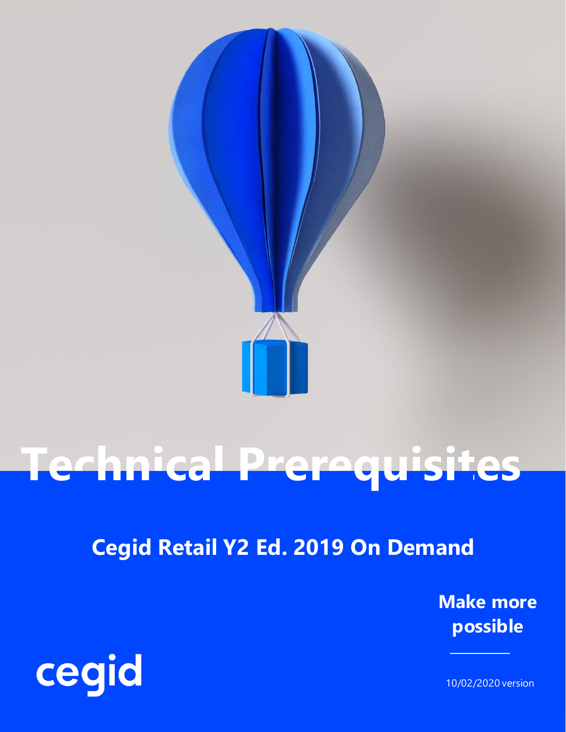# Technical Prerequisites

## Cegid Retail Y2 Ed. 2019 On Demand

**Make more possible**

cegid

10/02/2020 version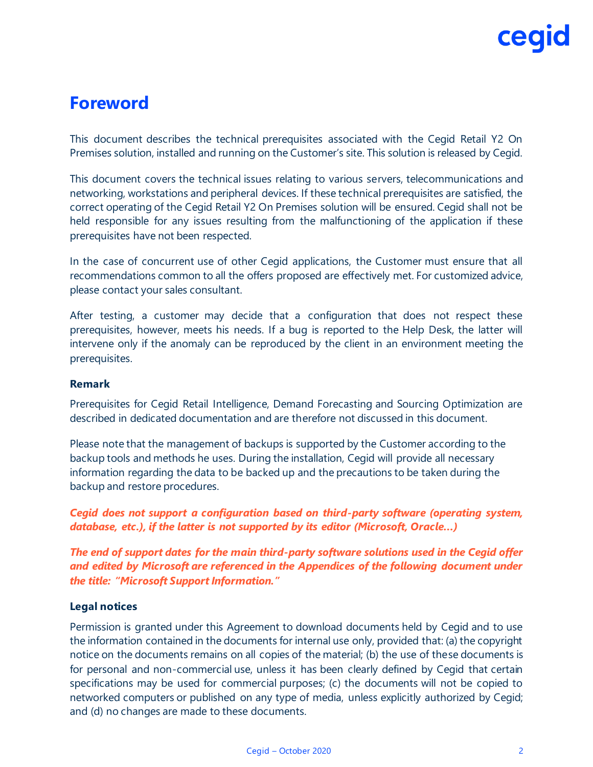# Foreword

This document describes the technical prerequisites associated with the Cegid Retail Y2 On Premises solution, installed and running on the Customer's site. This solution is released by Cegid.

This document covers the technical issues relating to various servers, telecommunications and networking, workstations and peripheral devices. If these technical prerequisites are satisfied, the correct operating of the Cegid Retail Y2 On Premises solution will be ensured. Cegid shall not be held responsible for any issues resulting from the malfunctioning of the application if these prerequisites have not been respected.

In the case of concurrent use of other Cegid applications, the Customer must ensure that all recommendations common to all the offers proposed are effectively met. For customized advice, please contact your sales consultant.

After testing, a customer may decide that a configuration that does not respect these prerequisites, however, meets his needs. If a bug is reported to the Help Desk, the latter will intervene only if the anomaly can be reproduced by the client in an environment meeting the prerequisites.

### Remark

Prerequisites for Cegid Retail Intelligence, Demand Forecasting and Sourcing Optimization are described in dedicated documentation and are therefore not discussed in this document.

Please note that the management of backups is supported by the Customer according to the backup tools and methods he uses. During the installation, Cegid will provide all necessary information regarding the data to be backed up and the precautions to be taken during the backup and restore procedures.

***Cegid does not support a configuration based on third-party software (operating system, database, etc.), if the latter is not supported by its editor (Microsoft, Oracle...)***

***The end of support dates for the main third-party software solutions used in the Cegid offer and edited by Microsoft are referenced in the Appendices of the following document under the title: "Microsoft Support Information."***

### Legal notices

Permission is granted under this Agreement to download documents held by Cegid and to use the information contained in the documents for internal use only, provided that: (a) the copyright notice on the documents remains on all copies of the material; (b) the use of these documents is for personal and non-commercial use, unless it has been clearly defined by Cegid that certain specifications may be used for commercial purposes; (c) the documents will not be copied to networked computers or published on any type of media, unless explicitly authorized by Cegid; and (d) no changes are made to these documents.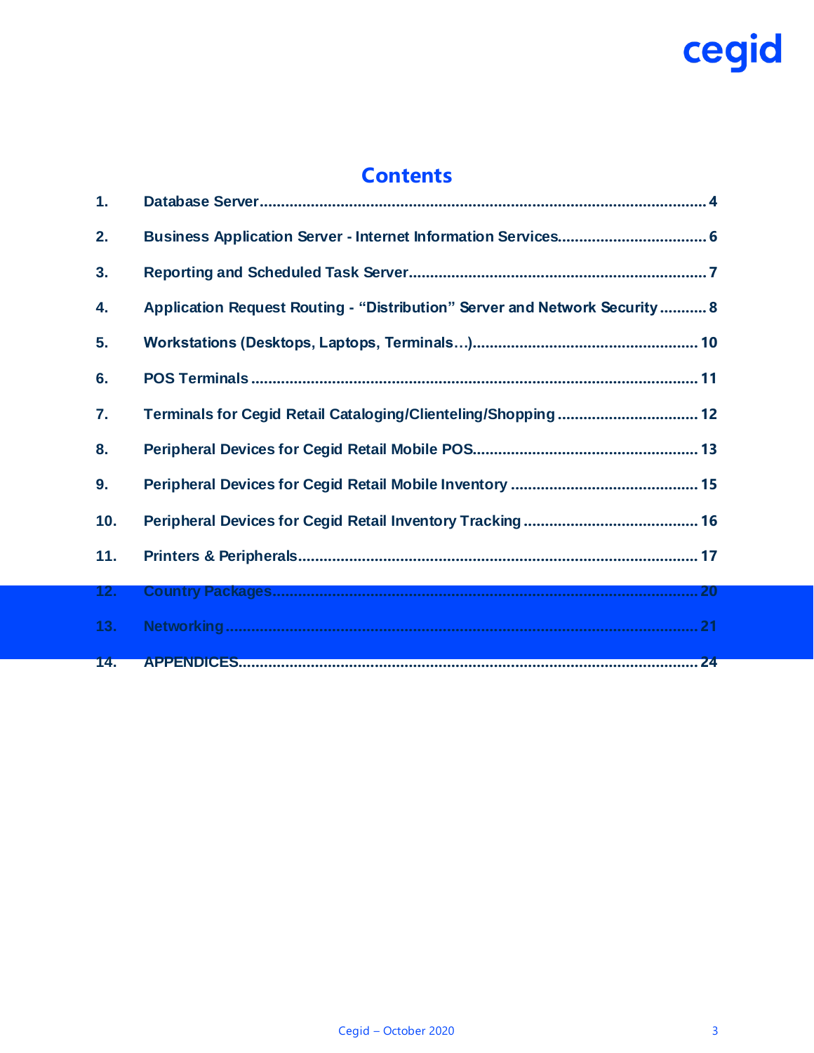# Contents

1. Database Server .......... 4
2. Business Application Server - Internet Information Services .......... 6
3. Reporting and Scheduled Task Server .......... 7
4. Application Request Routing - “Distribution” Server and Network Security .......... 8
5. Workstations (Desktops, Laptops, Terminals…) .......... 10
6. POS Terminals .......... 11
7. Terminals for Cegid Retail Cataloging/Clienteling/Shopping .......... 12
8. Peripheral Devices for Cegid Retail Mobile POS .......... 13
9. Peripheral Devices for Cegid Retail Mobile Inventory .......... 15
10. Peripheral Devices for Cegid Retail Inventory Tracking .......... 16
11. Printers & Peripherals .......... 17
12. Country Packages .......... 20
13. Networking .......... 21
14. APPENDICES .......... 24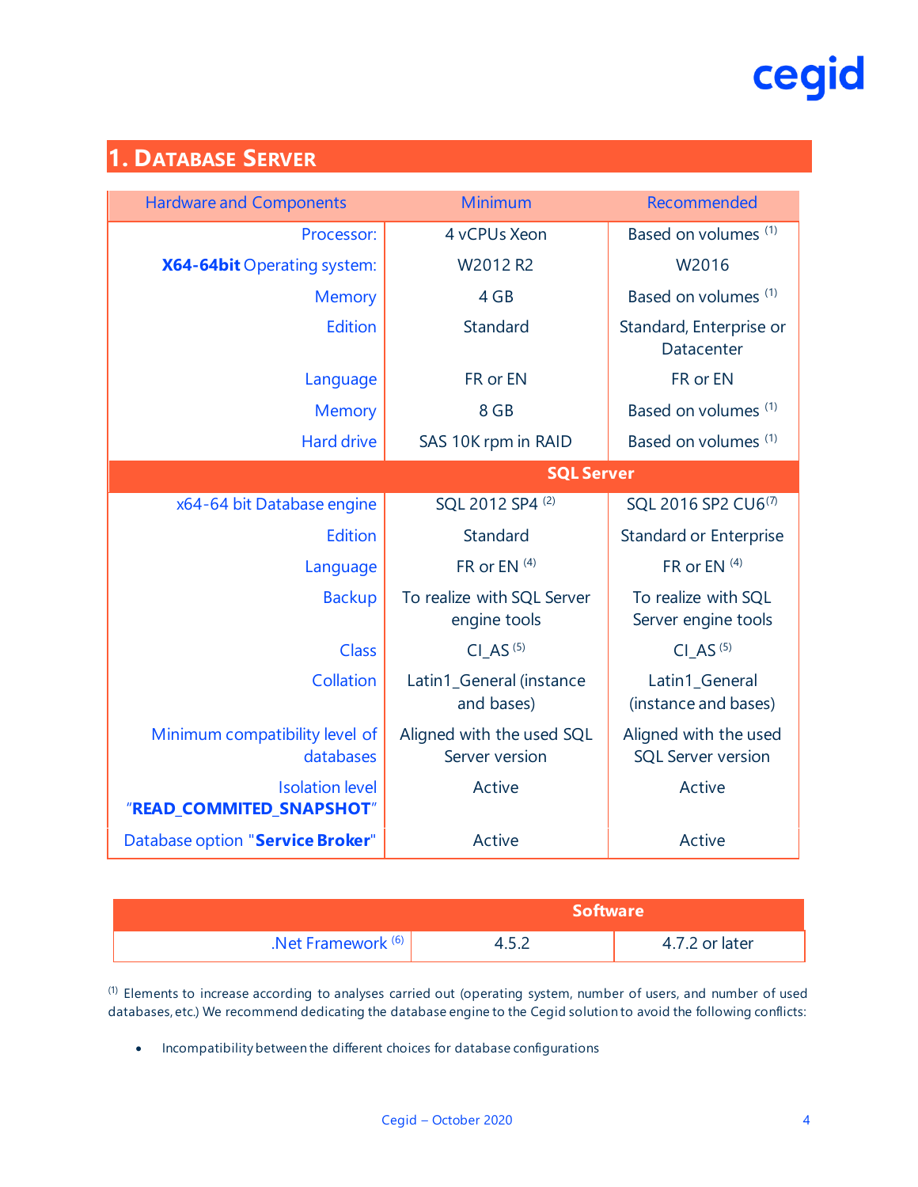## 1. Database Server

| Hardware and Components | Minimum | Recommended |
|---|---|---|
| Processor: | 4 vCPUs Xeon | Based on volumes [1] |
| **X64-64bit** Operating system: | W2012 R2 | W2016 |
| Memory | 4 GB | Based on volumes [1] |
| Edition | Standard | Standard, Enterprise or Datacenter |
| Language | FR or EN | FR or EN |
| Memory | 8 GB | Based on volumes [1] |
| Hard drive | SAS 10K rpm in RAID | Based on volumes [1] |
| **SQL Server** | | |
| x64-64 bit Database engine | SQL 2012 SP4 [2] | SQL 2016 SP2 CU6[7] |
| Edition | Standard | Standard or Enterprise |
| Language | FR or EN [4] | FR or EN [4] |
| Backup | To realize with SQL Server engine tools | To realize with SQL Server engine tools |
| Class | CI_AS [5] | CI_AS [5] |
| Collation | Latin1_General (instance and bases) | Latin1_General (instance and bases) |
| Minimum compatibility level of databases | Aligned with the used SQL Server version | Aligned with the used SQL Server version |
| Isolation level "**READ_COMMITED_SNAPSHOT**" | Active | Active |
| Database option "**Service Broker**" | Active | Active |

| **Software** | | |
|---|---|---|
| .Net Framework [6] | 4.5.2 | 4.7.2 or later |

[1] Elements to increase according to analyses carried out (operating system, number of users, and number of used databases, etc.) We recommend dedicating the database engine to the Cegid solution to avoid the following conflicts:

- Incompatibility between the different choices for database configurations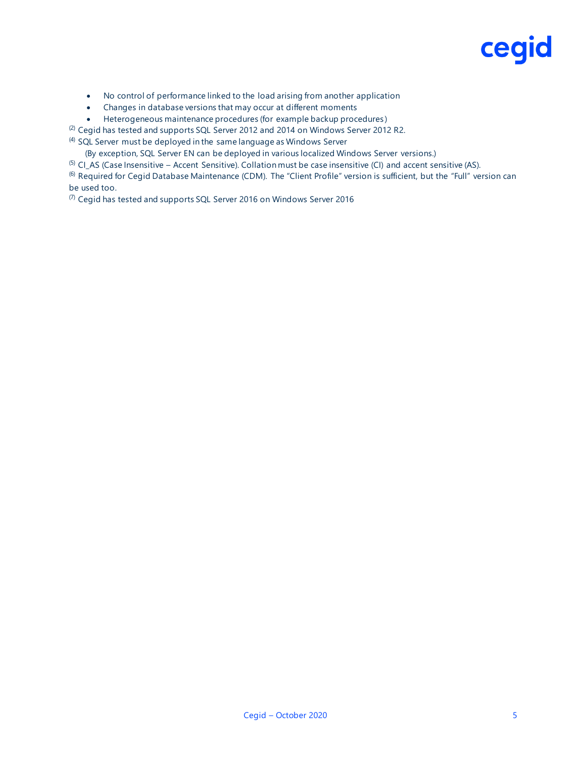- No control of performance linked to the load arising from another application
- Changes in database versions that may occur at different moments
- Heterogeneous maintenance procedures (for example backup procedures)

[2] Cegid has tested and supports SQL Server 2012 and 2014 on Windows Server 2012 R2.

[4] SQL Server must be deployed in the same language as Windows Server
(By exception, SQL Server EN can be deployed in various localized Windows Server versions.)

[5] CI_AS (Case Insensitive – Accent Sensitive). Collation must be case insensitive (CI) and accent sensitive (AS).

[6] Required for Cegid Database Maintenance (CDM). The "Client Profile" version is sufficient, but the "Full" version can be used too.

[7] Cegid has tested and supports SQL Server 2016 on Windows Server 2016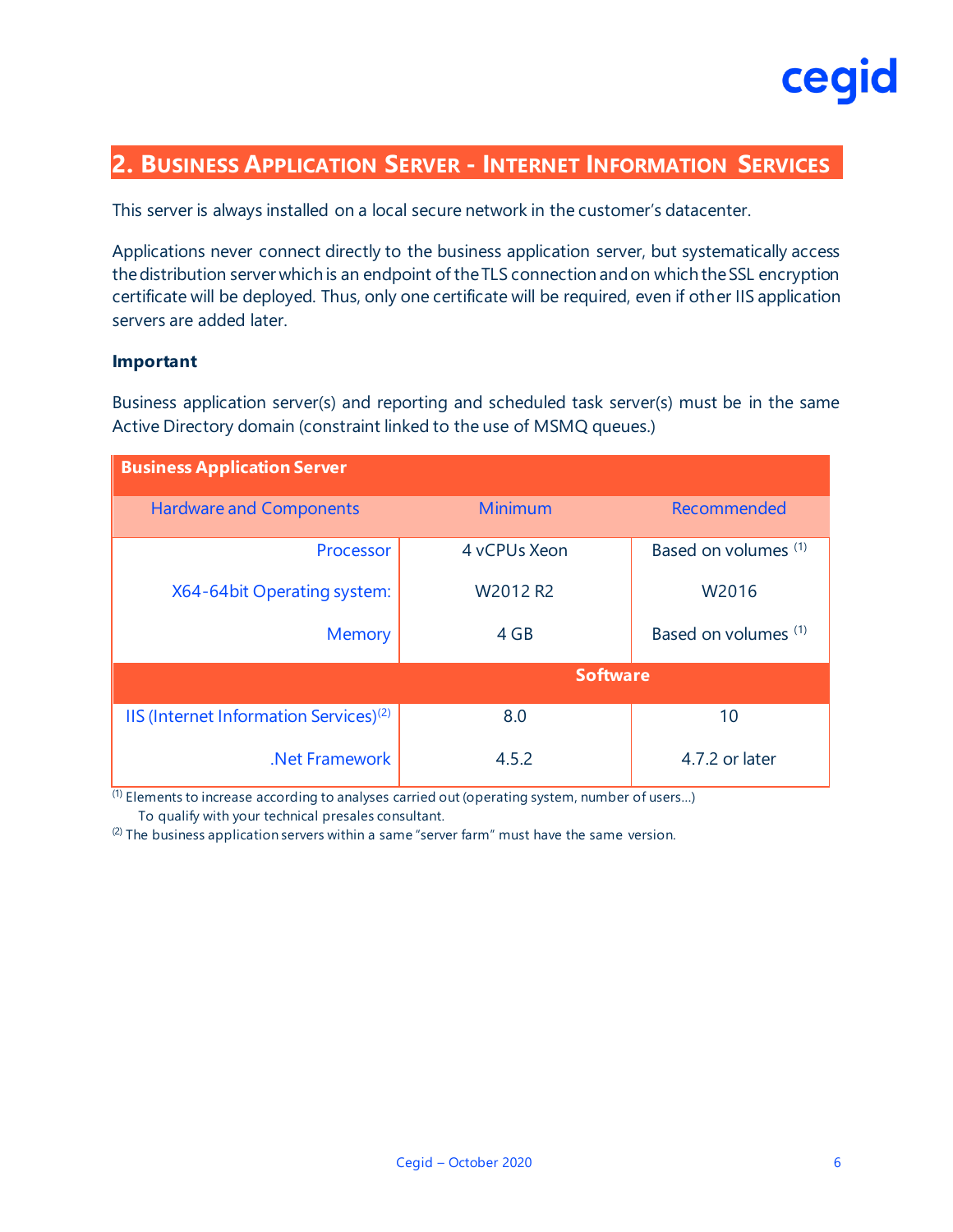## 2. Business Application Server - Internet Information Services

This server is always installed on a local secure network in the customer's datacenter.

Applications never connect directly to the business application server, but systematically access the distribution server which is an endpoint of the TLS connection and on which the SSL encryption certificate will be deployed. Thus, only one certificate will be required, even if other IIS application servers are added later.

**Important**

Business application server(s) and reporting and scheduled task server(s) must be in the same Active Directory domain (constraint linked to the use of MSMQ queues.)

| Business Application Server | | |
|---|---|---|
| Hardware and Components | Minimum | Recommended |
| Processor | 4 vCPUs Xeon | Based on volumes [1] |
| X64-64bit Operating system: | W2012 R2 | W2016 |
| Memory | 4 GB | Based on volumes [1] |
| **Software** | | |
| IIS (Internet Information Services)[2] | 8.0 | 10 |
| .Net Framework | 4.5.2 | 4.7.2 or later |

[1] Elements to increase according to analyses carried out (operating system, number of users…)
To qualify with your technical presales consultant.

[2] The business application servers within a same "server farm" must have the same version.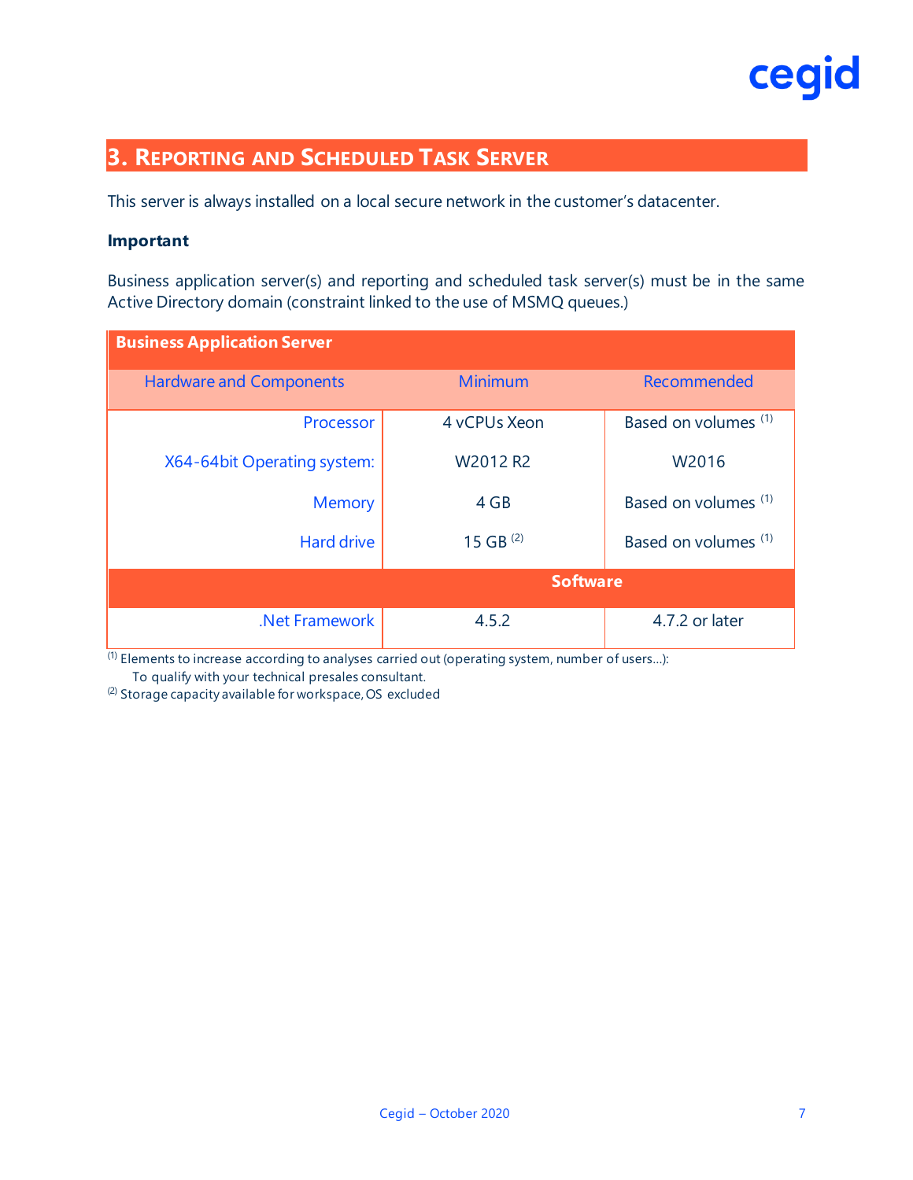## 3. Reporting and Scheduled Task Server

This server is always installed on a local secure network in the customer's datacenter.

**Important**

Business application server(s) and reporting and scheduled task server(s) must be in the same Active Directory domain (constraint linked to the use of MSMQ queues.)

| **Business Application Server** | | |
|---|---|---|
| Hardware and Components | Minimum | Recommended |
| Processor | 4 vCPUs Xeon | Based on volumes [1] |
| X64-64bit Operating system: | W2012 R2 | W2016 |
| Memory | 4 GB | Based on volumes [1] |
| Hard drive | 15 GB [2] | Based on volumes [1] |
| **Software** | | |
| .Net Framework | 4.5.2 | 4.7.2 or later |

[1] Elements to increase according to analyses carried out (operating system, number of users…): To qualify with your technical presales consultant.

[2] Storage capacity available for workspace, OS excluded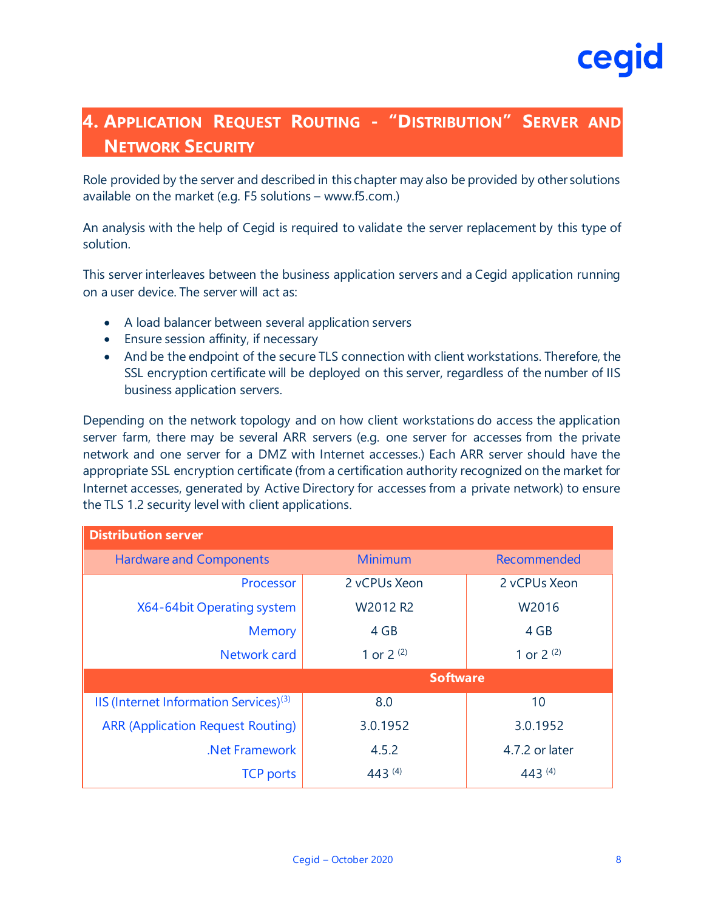# 4. Application Request Routing - "Distribution" Server and Network Security

Role provided by the server and described in this chapter may also be provided by other solutions available on the market (e.g. F5 solutions – www.f5.com.)

An analysis with the help of Cegid is required to validate the server replacement by this type of solution.

This server interleaves between the business application servers and a Cegid application running on a user device. The server will act as:

- A load balancer between several application servers
- Ensure session affinity, if necessary
- And be the endpoint of the secure TLS connection with client workstations. Therefore, the SSL encryption certificate will be deployed on this server, regardless of the number of IIS business application servers.

Depending on the network topology and on how client workstations do access the application server farm, there may be several ARR servers (e.g. one server for accesses from the private network and one server for a DMZ with Internet accesses.) Each ARR server should have the appropriate SSL encryption certificate (from a certification authority recognized on the market for Internet accesses, generated by Active Directory for accesses from a private network) to ensure the TLS 1.2 security level with client applications.

| Distribution server | | |
|---|---|---|
| Hardware and Components | Minimum | Recommended |
| Processor | 2 vCPUs Xeon | 2 vCPUs Xeon |
| X64-64bit Operating system | W2012 R2 | W2016 |
| Memory | 4 GB | 4 GB |
| Network card | 1 or 2 (2) | 1 or 2 (2) |
| | Software | |
| IIS (Internet Information Services) (3) | 8.0 | 10 |
| ARR (Application Request Routing) | 3.0.1952 | 3.0.1952 |
| .Net Framework | 4.5.2 | 4.7.2 or later |
| TCP ports | 443 (4) | 443 (4) |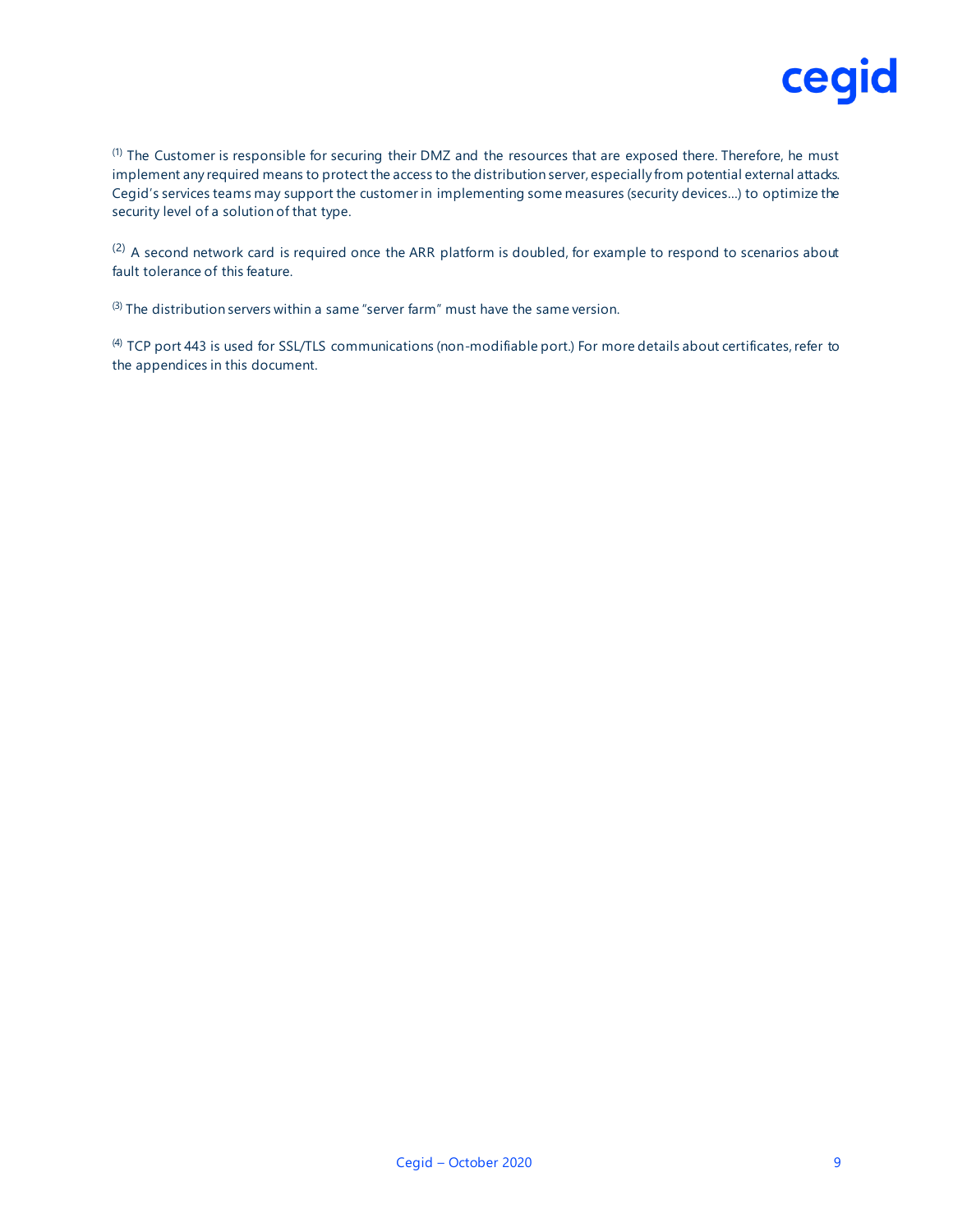[(1)] The Customer is responsible for securing their DMZ and the resources that are exposed there. Therefore, he must implement any required means to protect the access to the distribution server, especially from potential external attacks. Cegid's services teams may support the customer in implementing some measures (security devices…) to optimize the security level of a solution of that type.

[(2)] A second network card is required once the ARR platform is doubled, for example to respond to scenarios about fault tolerance of this feature.

[(3)] The distribution servers within a same "server farm" must have the same version.

[(4)] TCP port 443 is used for SSL/TLS communications (non-modifiable port.) For more details about certificates, refer to the appendices in this document.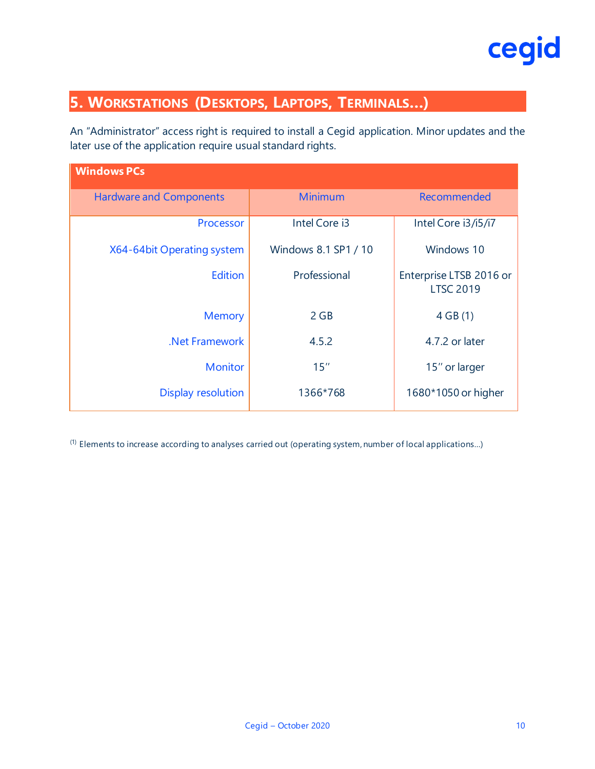## 5. Workstations (Desktops, Laptops, Terminals…)

An "Administrator" access right is required to install a Cegid application. Minor updates and the later use of the application require usual standard rights.

| Windows PCs | | |
|---|---|---|
| **Hardware and Components** | **Minimum** | **Recommended** |
| Processor | Intel Core i3 | Intel Core i3/i5/i7 |
| X64-64bit Operating system | Windows 8.1 SP1 / 10 | Windows 10 |
| Edition | Professional | Enterprise LTSB 2016 or LTSC 2019 |
| Memory | 2 GB | 4 GB (1) |
| .Net Framework | 4.5.2 | 4.7.2 or later |
| Monitor | 15'' | 15'' or larger |
| Display resolution | 1366*768 | 1680*1050 or higher |

(1) Elements to increase according to analyses carried out (operating system, number of local applications…)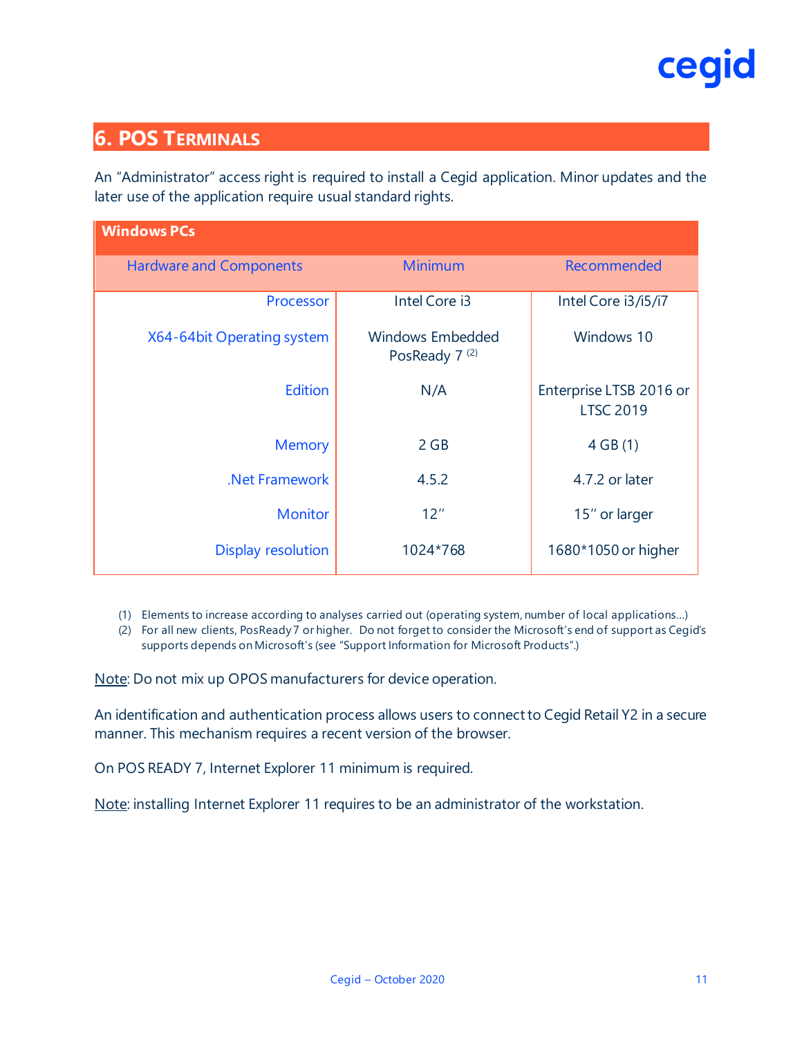## 6. POS Terminals

An "Administrator" access right is required to install a Cegid application. Minor updates and the later use of the application require usual standard rights.

| Windows PCs | | |
|---|---|---|
| Hardware and Components | Minimum | Recommended |
| Processor | Intel Core i3 | Intel Core i3/i5/i7 |
| X64-64bit Operating system | Windows Embedded PosReady 7 (2) | Windows 10 |
| Edition | N/A | Enterprise LTSB 2016 or LTSC 2019 |
| Memory | 2 GB | 4 GB (1) |
| .Net Framework | 4.5.2 | 4.7.2 or later |
| Monitor | 12'' | 15'' or larger |
| Display resolution | 1024*768 | 1680*1050 or higher |

(1) Elements to increase according to analyses carried out (operating system, number of local applications…)
(2) For all new clients, PosReady 7 or higher. Do not forget to consider the Microsoft's end of support as Cegid's supports depends on Microsoft's (see "Support Information for Microsoft Products".)

Note: Do not mix up OPOS manufacturers for device operation.

An identification and authentication process allows users to connect to Cegid Retail Y2 in a secure manner. This mechanism requires a recent version of the browser.

On POS READY 7, Internet Explorer 11 minimum is required.

Note: installing Internet Explorer 11 requires to be an administrator of the workstation.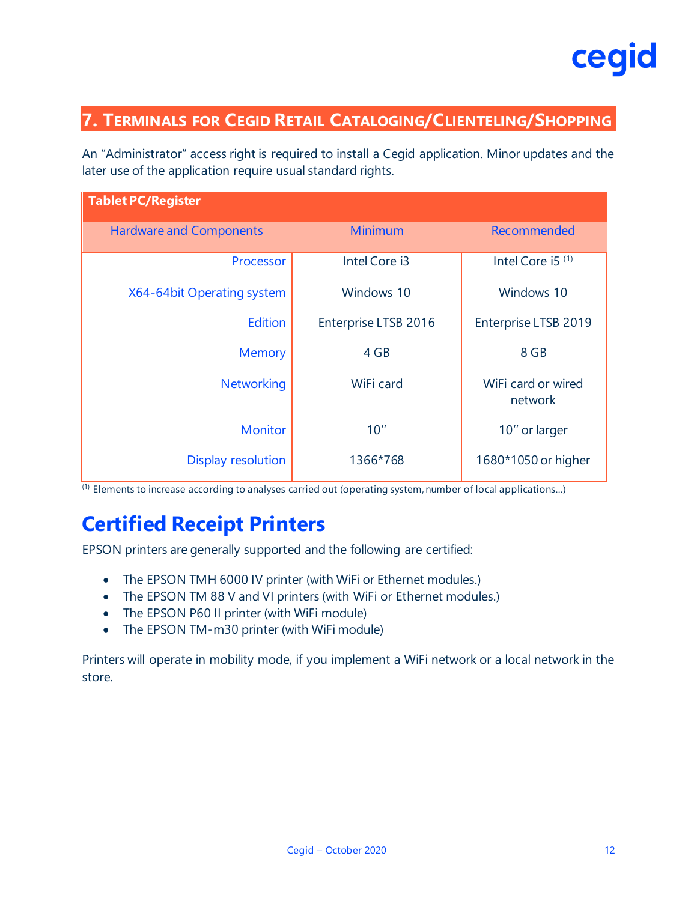## 7. Terminals for Cegid Retail Cataloging/Clienteling/Shopping

An "Administrator" access right is required to install a Cegid application. Minor updates and the later use of the application require usual standard rights.

| Tablet PC/Register | | |
|---|---|---|
| Hardware and Components | Minimum | Recommended |
| Processor | Intel Core i3 | Intel Core i5 (1) |
| X64-64bit Operating system | Windows 10 | Windows 10 |
| Edition | Enterprise LTSB 2016 | Enterprise LTSB 2019 |
| Memory | 4 GB | 8 GB |
| Networking | WiFi card | WiFi card or wired network |
| Monitor | 10'' | 10'' or larger |
| Display resolution | 1366*768 | 1680*1050 or higher |

(1) Elements to increase according to analyses carried out (operating system, number of local applications…)

# Certified Receipt Printers

EPSON printers are generally supported and the following are certified:

- The EPSON TMH 6000 IV printer (with WiFi or Ethernet modules.)
- The EPSON TM 88 V and VI printers (with WiFi or Ethernet modules.)
- The EPSON P60 II printer (with WiFi module)
- The EPSON TM-m30 printer (with WiFi module)

Printers will operate in mobility mode, if you implement a WiFi network or a local network in the store.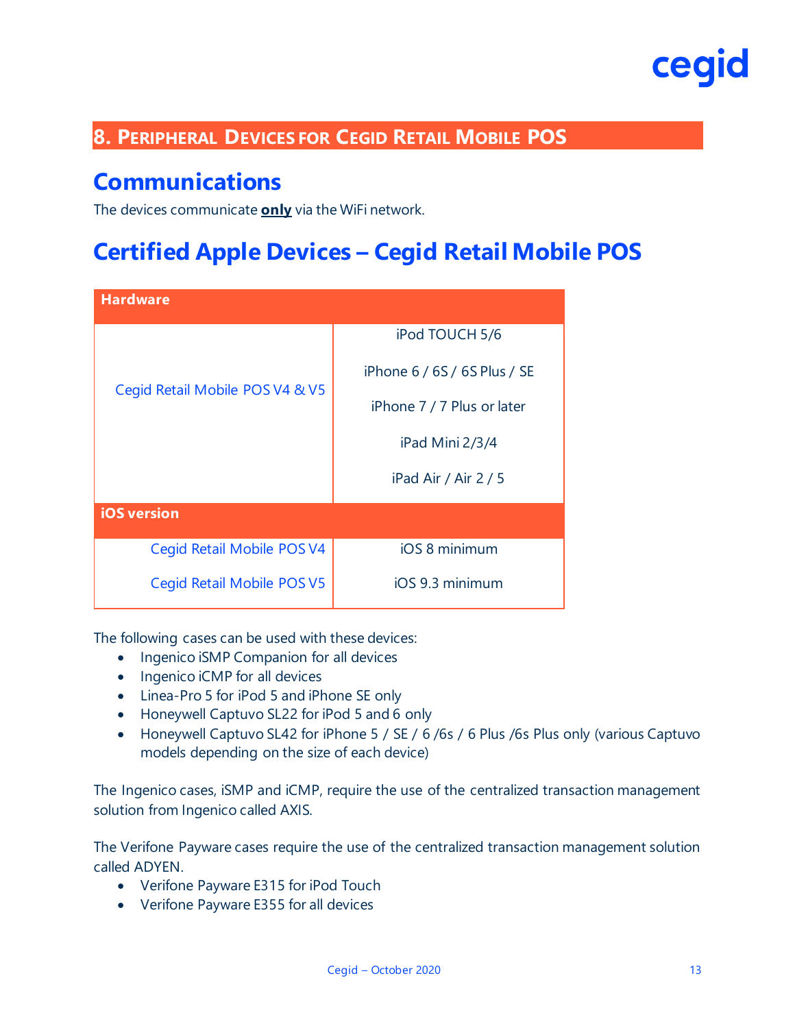# 8. Peripheral Devices for Cegid Retail Mobile POS

## Communications

The devices communicate **only** via the WiFi network.

## Certified Apple Devices – Cegid Retail Mobile POS

| Hardware | |
|---|---|
| Cegid Retail Mobile POS V4 & V5 | iPod TOUCH 5/6<br><br>iPhone 6 / 6S / 6S Plus / SE<br><br>iPhone 7 / 7 Plus or later<br><br>iPad Mini 2/3/4<br><br>iPad Air / Air 2 / 5 |
| **iOS version** | |
| Cegid Retail Mobile POS V4 | iOS 8 minimum |
| Cegid Retail Mobile POS V5 | iOS 9.3 minimum |

The following cases can be used with these devices:

- Ingenico iSMP Companion for all devices
- Ingenico iCMP for all devices
- Linea-Pro 5 for iPod 5 and iPhone SE only
- Honeywell Captuvo SL22 for iPod 5 and 6 only
- Honeywell Captuvo SL42 for iPhone 5 / SE / 6 /6s / 6 Plus /6s Plus only (various Captuvo models depending on the size of each device)

The Ingenico cases, iSMP and iCMP, require the use of the centralized transaction management solution from Ingenico called AXIS.

The Verifone Payware cases require the use of the centralized transaction management solution called ADYEN.

- Verifone Payware E315 for iPod Touch
- Verifone Payware E355 for all devices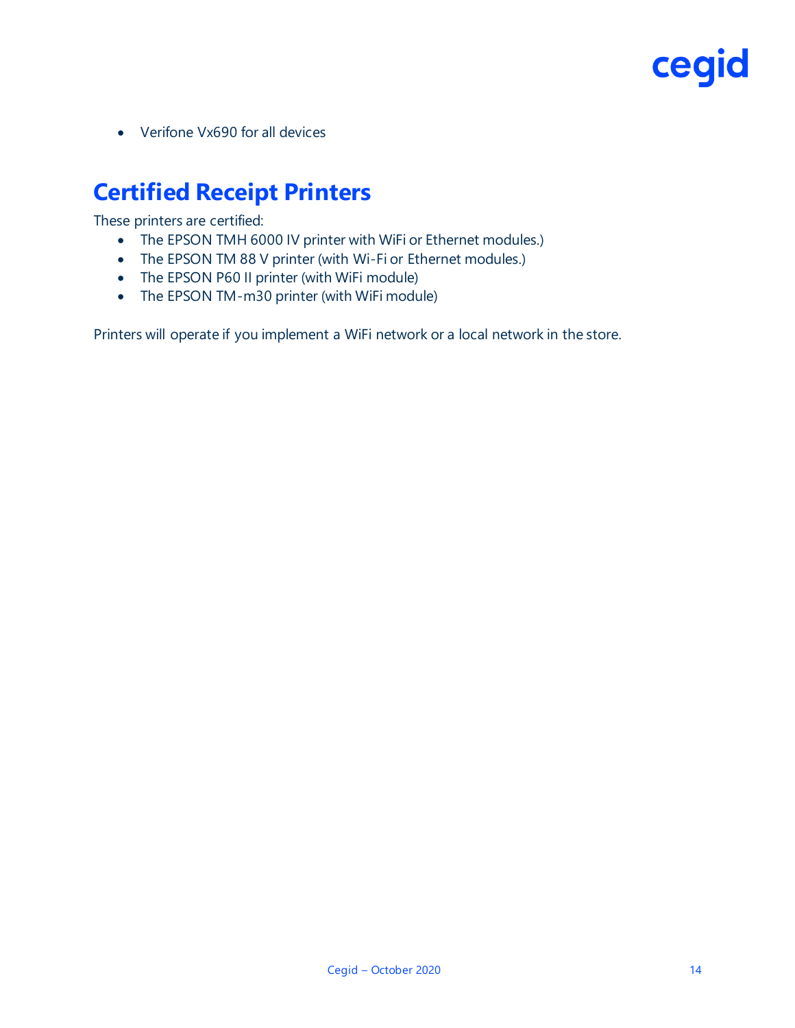- Verifone Vx690 for all devices

## Certified Receipt Printers

These printers are certified:

- The EPSON TMH 6000 IV printer with WiFi or Ethernet modules.)
- The EPSON TM 88 V printer (with Wi-Fi or Ethernet modules.)
- The EPSON P60 II printer (with WiFi module)
- The EPSON TM-m30 printer (with WiFi module)

Printers will operate if you implement a WiFi network or a local network in the store.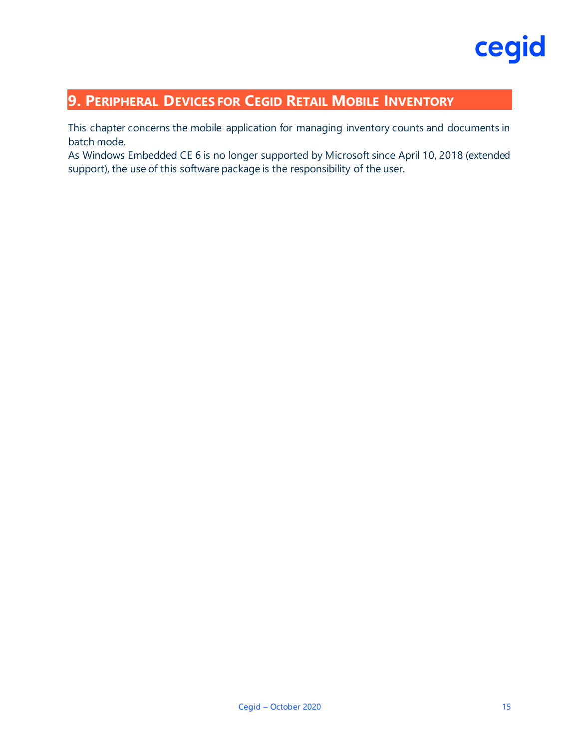# 9. Peripheral Devices for Cegid Retail Mobile Inventory

This chapter concerns the mobile application for managing inventory counts and documents in batch mode.
As Windows Embedded CE 6 is no longer supported by Microsoft since April 10, 2018 (extended support), the use of this software package is the responsibility of the user.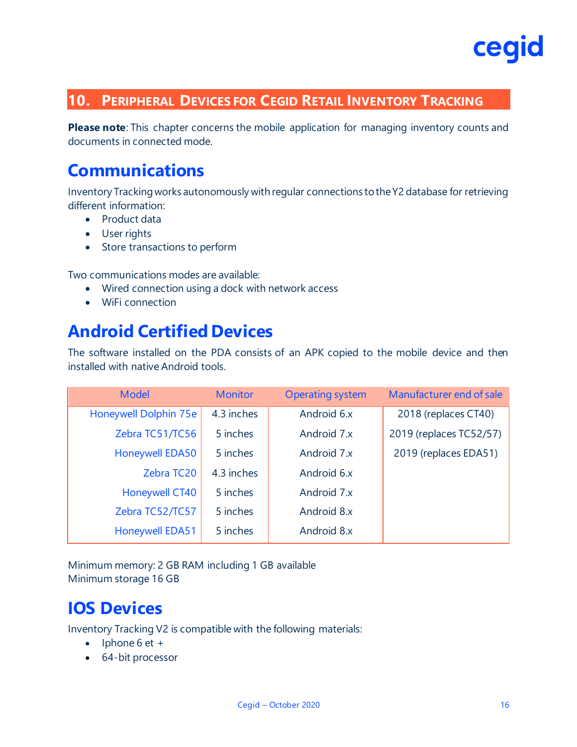# 10. Peripheral Devices for Cegid Retail Inventory Tracking

**Please note**: This chapter concerns the mobile application for managing inventory counts and documents in connected mode.

## Communications

Inventory Tracking works autonomously with regular connections to the Y2 database for retrieving different information:

- Product data
- User rights
- Store transactions to perform

Two communications modes are available:

- Wired connection using a dock with network access
- WiFi connection

## Android Certified Devices

The software installed on the PDA consists of an APK copied to the mobile device and then installed with native Android tools.

| Model | Monitor | Operating system | Manufacturer end of sale |
|---|---|---|---|
| Honeywell Dolphin 75e | 4.3 inches | Android 6.x | 2018 (replaces CT40) |
| Zebra TC51/TC56 | 5 inches | Android 7.x | 2019 (replaces TC52/57) |
| Honeywell EDA50 | 5 inches | Android 7.x | 2019 (replaces EDA51) |
| Zebra TC20 | 4.3 inches | Android 6.x | |
| Honeywell CT40 | 5 inches | Android 7.x | |
| Zebra TC52/TC57 | 5 inches | Android 8.x | |
| Honeywell EDA51 | 5 inches | Android 8.x | |

Minimum memory: 2 GB RAM including 1 GB available
Minimum storage 16 GB

## IOS Devices

Inventory Tracking V2 is compatible with the following materials:

- Iphone 6 et +
- 64-bit processor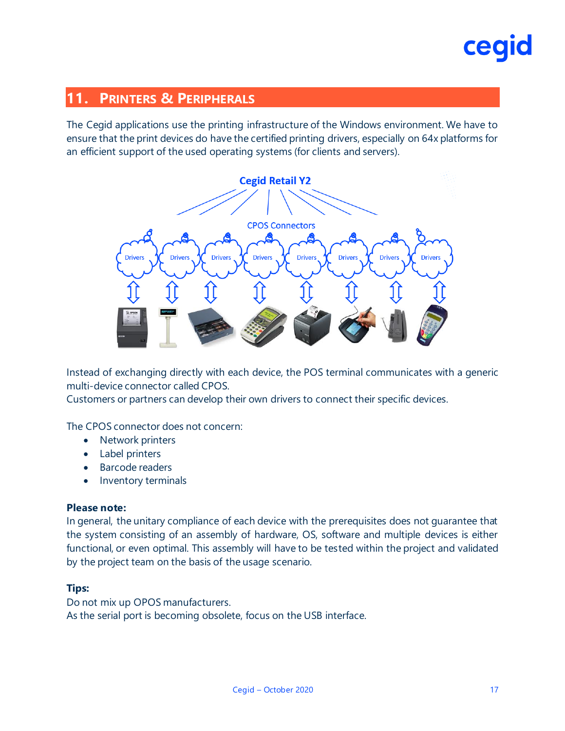## 11. Printers & Peripherals

The Cegid applications use the printing infrastructure of the Windows environment. We have to ensure that the print devices do have the certified printing drivers, especially on 64x platforms for an efficient support of the used operating systems (for clients and servers).

Cegid Retail Y2

CPOS Connectors

Drivers | Drivers | Drivers | Drivers | Drivers | Drivers | Drivers | Drivers

Instead of exchanging directly with each device, the POS terminal communicates with a generic multi-device connector called CPOS.
Customers or partners can develop their own drivers to connect their specific devices.

The CPOS connector does not concern:

- Network printers
- Label printers
- Barcode readers
- Inventory terminals

**Please note:**
In general, the unitary compliance of each device with the prerequisites does not guarantee that the system consisting of an assembly of hardware, OS, software and multiple devices is either functional, or even optimal. This assembly will have to be tested within the project and validated by the project team on the basis of the usage scenario.

**Tips:**
Do not mix up OPOS manufacturers.
As the serial port is becoming obsolete, focus on the USB interface.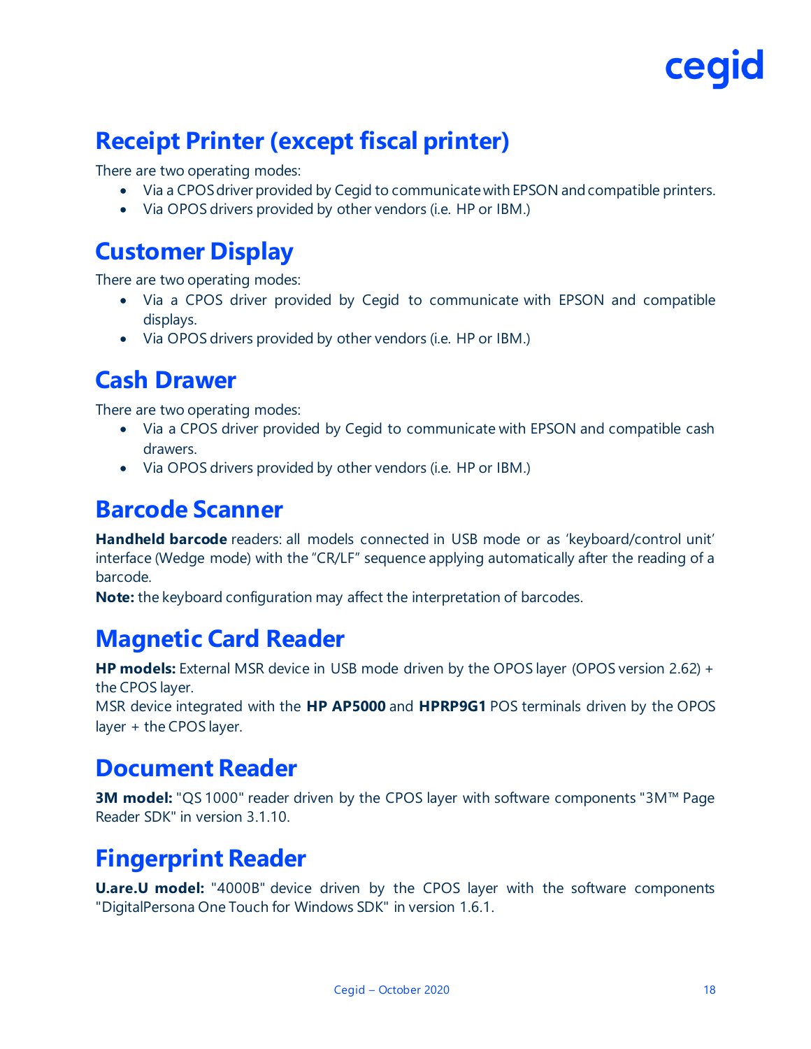## Receipt Printer (except fiscal printer)

There are two operating modes:

- Via a CPOS driver provided by Cegid to communicate with EPSON and compatible printers.
- Via OPOS drivers provided by other vendors (i.e. HP or IBM.)

## Customer Display

There are two operating modes:

- Via a CPOS driver provided by Cegid to communicate with EPSON and compatible displays.
- Via OPOS drivers provided by other vendors (i.e. HP or IBM.)

## Cash Drawer

There are two operating modes:

- Via a CPOS driver provided by Cegid to communicate with EPSON and compatible cash drawers.
- Via OPOS drivers provided by other vendors (i.e. HP or IBM.)

## Barcode Scanner

**Handheld barcode** readers: all models connected in USB mode or as 'keyboard/control unit' interface (Wedge mode) with the "CR/LF" sequence applying automatically after the reading of a barcode.

**Note:** the keyboard configuration may affect the interpretation of barcodes.

## Magnetic Card Reader

**HP models:** External MSR device in USB mode driven by the OPOS layer (OPOS version 2.62) + the CPOS layer.

MSR device integrated with the **HP AP5000** and **HPRP9G1** POS terminals driven by the OPOS layer + the CPOS layer.

## Document Reader

**3M model:** "QS 1000" reader driven by the CPOS layer with software components "3M™ Page Reader SDK" in version 3.1.10.

## Fingerprint Reader

**U.are.U model:** "4000B" device driven by the CPOS layer with the software components "DigitalPersona One Touch for Windows SDK" in version 1.6.1.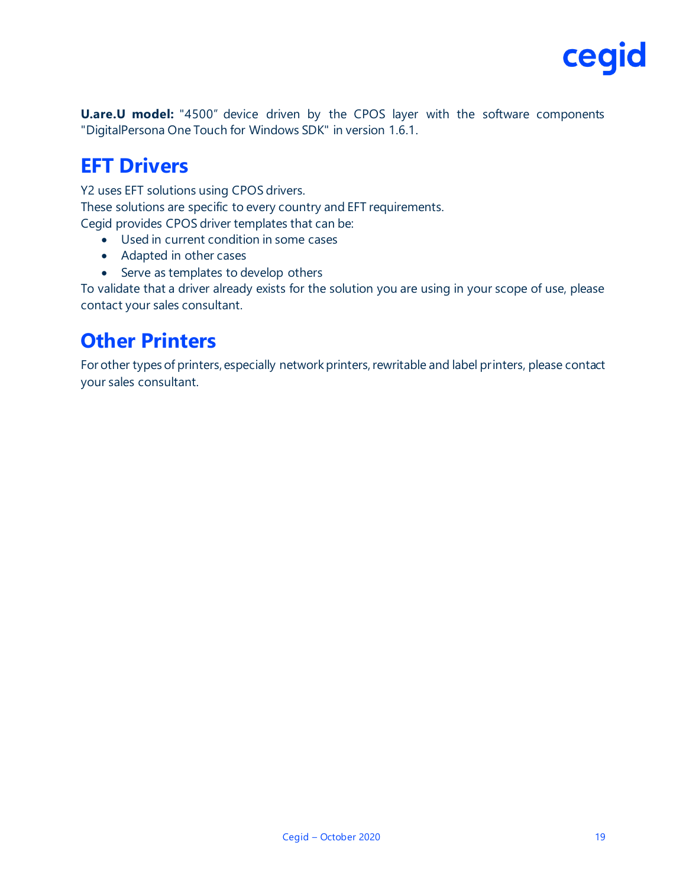**U.are.U model:** "4500" device driven by the CPOS layer with the software components "DigitalPersona One Touch for Windows SDK" in version 1.6.1.

## EFT Drivers

Y2 uses EFT solutions using CPOS drivers.
These solutions are specific to every country and EFT requirements.
Cegid provides CPOS driver templates that can be:

- Used in current condition in some cases
- Adapted in other cases
- Serve as templates to develop others

To validate that a driver already exists for the solution you are using in your scope of use, please contact your sales consultant.

## Other Printers

For other types of printers, especially network printers, rewritable and label printers, please contact your sales consultant.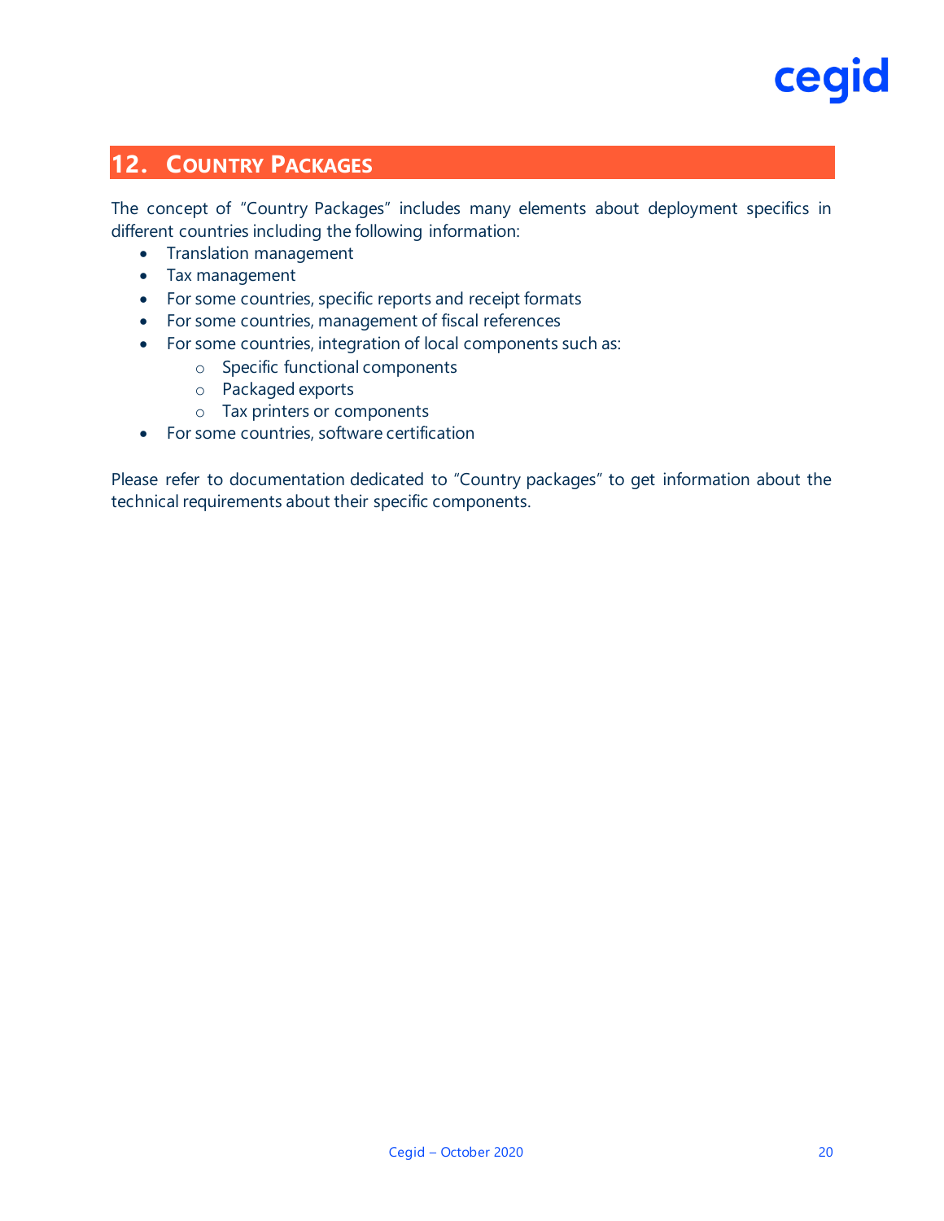## 12. Country Packages

The concept of "Country Packages" includes many elements about deployment specifics in different countries including the following information:

- Translation management
- Tax management
- For some countries, specific reports and receipt formats
- For some countries, management of fiscal references
- For some countries, integration of local components such as:
  - Specific functional components
  - Packaged exports
  - Tax printers or components
- For some countries, software certification

Please refer to documentation dedicated to "Country packages" to get information about the technical requirements about their specific components.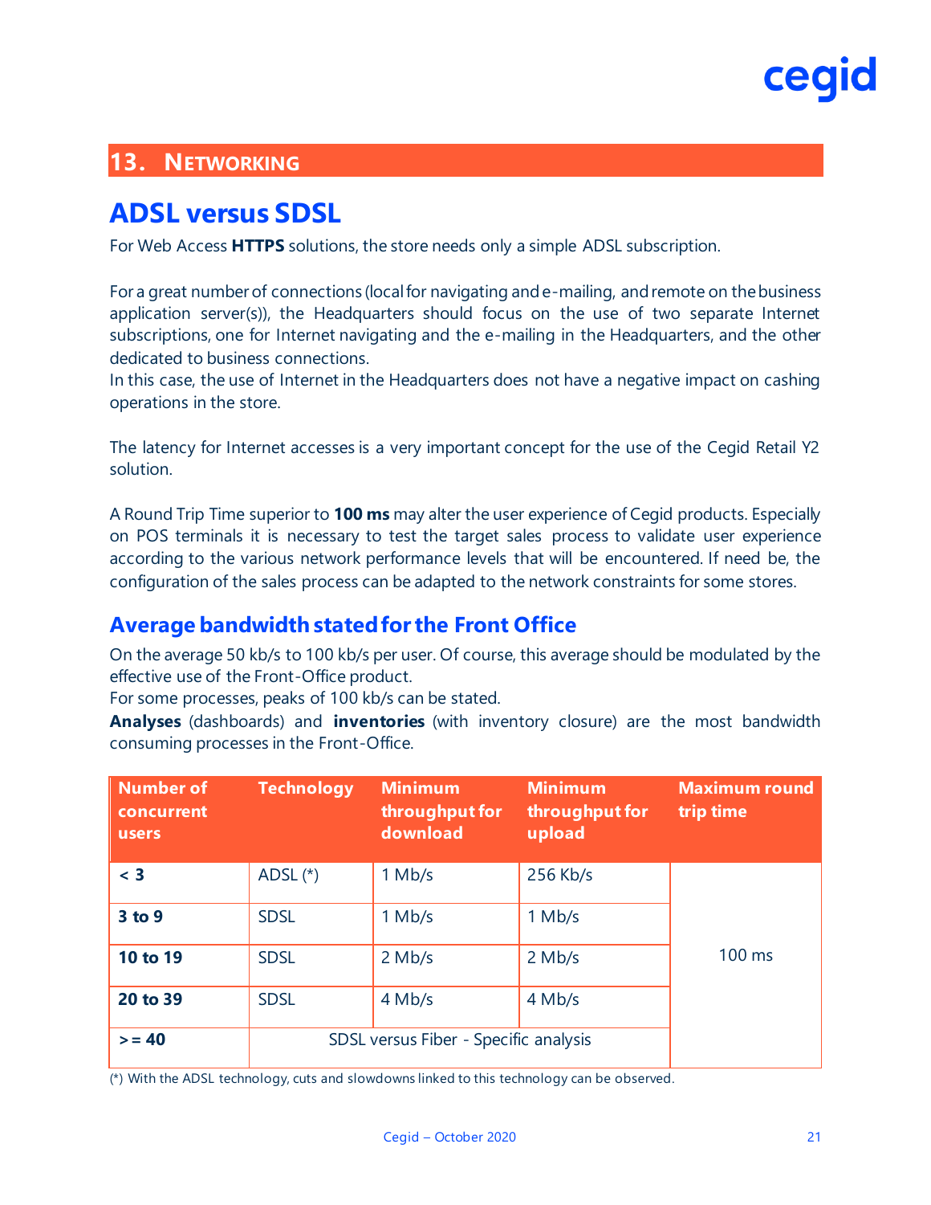## 13. NETWORKING

# ADSL versus SDSL

For Web Access **HTTPS** solutions, the store needs only a simple ADSL subscription.

For a great number of connections (local for navigating and e-mailing, and remote on the business application server(s)), the Headquarters should focus on the use of two separate Internet subscriptions, one for Internet navigating and the e-mailing in the Headquarters, and the other dedicated to business connections.
In this case, the use of Internet in the Headquarters does not have a negative impact on cashing operations in the store.

The latency for Internet accesses is a very important concept for the use of the Cegid Retail Y2 solution.

A Round Trip Time superior to **100 ms** may alter the user experience of Cegid products. Especially on POS terminals it is necessary to test the target sales process to validate user experience according to the various network performance levels that will be encountered. If need be, the configuration of the sales process can be adapted to the network constraints for some stores.

## Average bandwidth stated for the Front Office

On the average 50 kb/s to 100 kb/s per user. Of course, this average should be modulated by the effective use of the Front-Office product.
For some processes, peaks of 100 kb/s can be stated.
**Analyses** (dashboards) and **inventories** (with inventory closure) are the most bandwidth consuming processes in the Front-Office.

| Number of concurrent users | Technology | Minimum throughput for download | Minimum throughput for upload | Maximum round trip time |
|---|---|---|---|---|
| **< 3** | ADSL (*) | 1 Mb/s | 256 Kb/s | 100 ms |
| **3 to 9** | SDSL | 1 Mb/s | 1 Mb/s | |
| **10 to 19** | SDSL | 2 Mb/s | 2 Mb/s | |
| **20 to 39** | SDSL | 4 Mb/s | 4 Mb/s | |
| **>= 40** | SDSL versus Fiber - Specific analysis | | | |

(*) With the ADSL technology, cuts and slowdowns linked to this technology can be observed.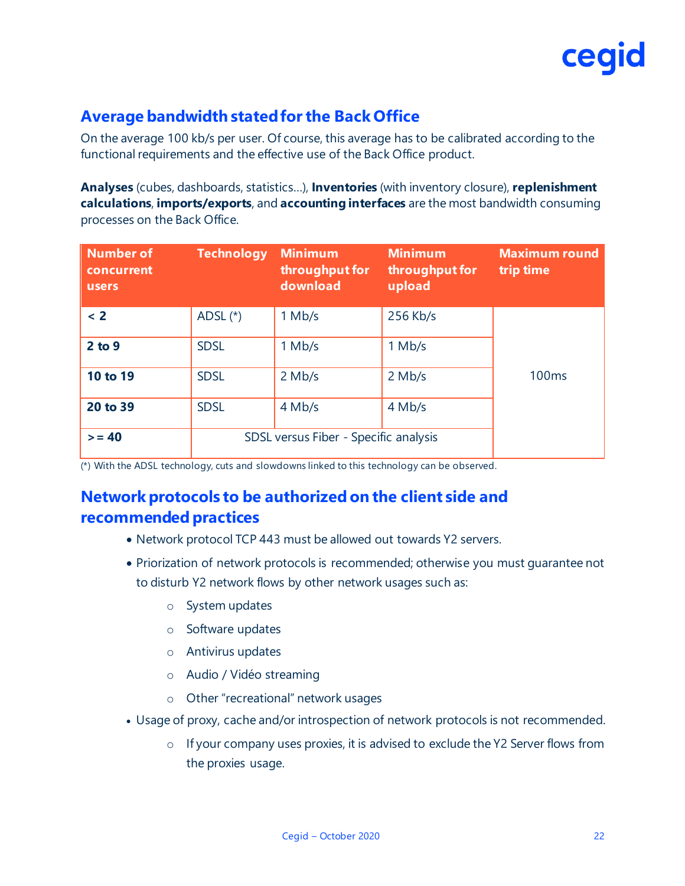## Average bandwidth stated for the Back Office

On the average 100 kb/s per user. Of course, this average has to be calibrated according to the functional requirements and the effective use of the Back Office product.

**Analyses** (cubes, dashboards, statistics…), **Inventories** (with inventory closure), **replenishment calculations**, **imports/exports**, and **accounting interfaces** are the most bandwidth consuming processes on the Back Office.

| Number of concurrent users | Technology | Minimum throughput for download | Minimum throughput for upload | Maximum round trip time |
|---|---|---|---|---|
| **< 2** | ADSL (*) | 1 Mb/s | 256 Kb/s | 100ms |
| **2 to 9** | SDSL | 1 Mb/s | 1 Mb/s | |
| **10 to 19** | SDSL | 2 Mb/s | 2 Mb/s | |
| **20 to 39** | SDSL | 4 Mb/s | 4 Mb/s | |
| **>= 40** | SDSL versus Fiber - Specific analysis | | | |

(*) With the ADSL technology, cuts and slowdowns linked to this technology can be observed.

## Network protocols to be authorized on the client side and recommended practices

- Network protocol TCP 443 must be allowed out towards Y2 servers.
- Priorization of network protocols is recommended; otherwise you must guarantee not to disturb Y2 network flows by other network usages such as:
  - System updates
  - Software updates
  - Antivirus updates
  - Audio / Vidéo streaming
  - Other "recreational" network usages
- Usage of proxy, cache and/or introspection of network protocols is not recommended.
  - If your company uses proxies, it is advised to exclude the Y2 Server flows from the proxies usage.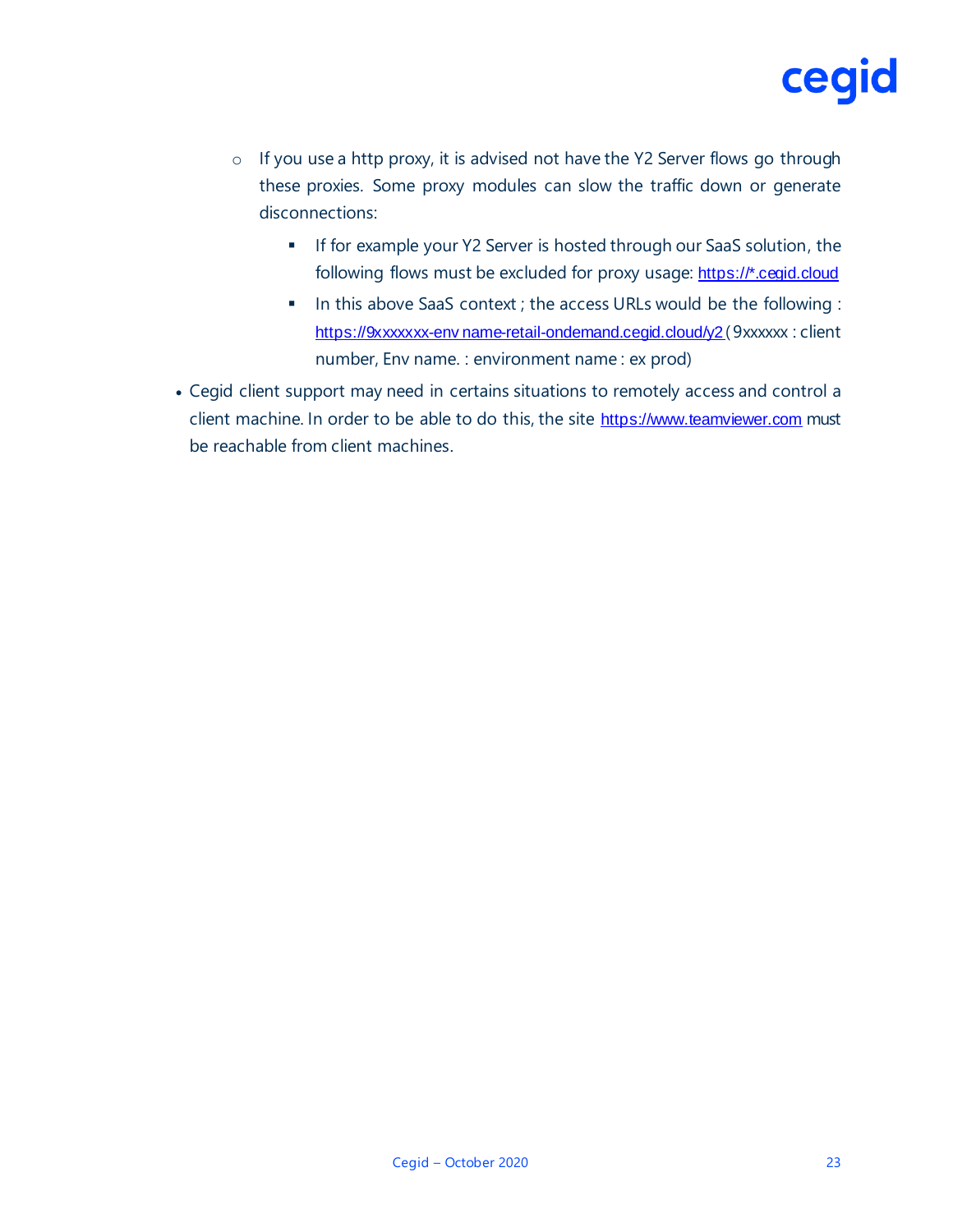- If you use a http proxy, it is advised not have the Y2 Server flows go through these proxies. Some proxy modules can slow the traffic down or generate disconnections:
    - If for example your Y2 Server is hosted through our SaaS solution, the following flows must be excluded for proxy usage: https://*.cegid.cloud
    - In this above SaaS context ; the access URLs would be the following : https://9xxxxxx-env name-retail-ondemand.cegid.cloud/y2 ( 9xxxxxx : client number, Env name. : environment name : ex prod)

- Cegid client support may need in certains situations to remotely access and control a client machine. In order to be able to do this, the site https://www.teamviewer.com must be reachable from client machines.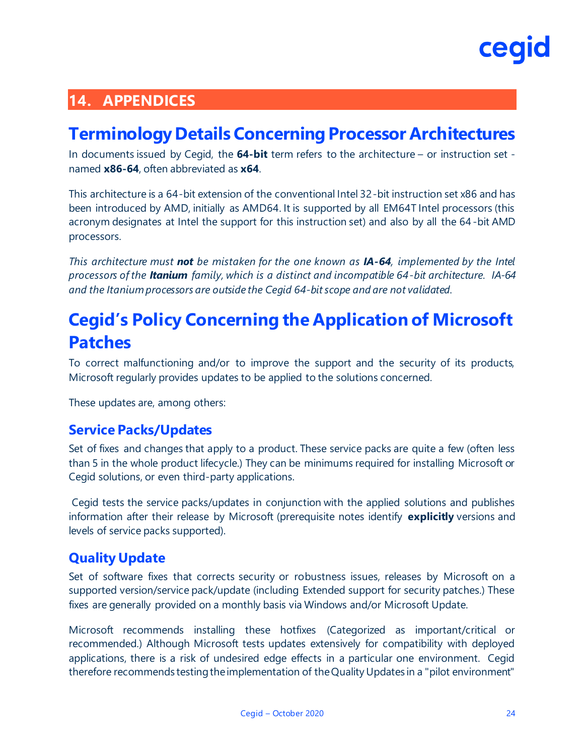# 14. APPENDICES

## Terminology Details Concerning Processor Architectures

In documents issued by Cegid, the **64-bit** term refers to the architecture – or instruction set - named **x86-64**, often abbreviated as **x64**.

This architecture is a 64-bit extension of the conventional Intel 32-bit instruction set x86 and has been introduced by AMD, initially as AMD64. It is supported by all EM64T Intel processors (this acronym designates at Intel the support for this instruction set) and also by all the 64-bit AMD processors.

*This architecture must **not** be mistaken for the one known as **IA-64**, implemented by the Intel processors of the **Itanium** family, which is a distinct and incompatible 64-bit architecture. IA-64 and the Itanium processors are outside the Cegid 64-bit scope and are not validated.*

## Cegid's Policy Concerning the Application of Microsoft Patches

To correct malfunctioning and/or to improve the support and the security of its products, Microsoft regularly provides updates to be applied to the solutions concerned.

These updates are, among others:

### Service Packs/Updates

Set of fixes and changes that apply to a product. These service packs are quite a few (often less than 5 in the whole product lifecycle.) They can be minimums required for installing Microsoft or Cegid solutions, or even third-party applications.

Cegid tests the service packs/updates in conjunction with the applied solutions and publishes information after their release by Microsoft (prerequisite notes identify **explicitly** versions and levels of service packs supported).

### Quality Update

Set of software fixes that corrects security or robustness issues, releases by Microsoft on a supported version/service pack/update (including Extended support for security patches.) These fixes are generally provided on a monthly basis via Windows and/or Microsoft Update.

Microsoft recommends installing these hotfixes (Categorized as important/critical or recommended.) Although Microsoft tests updates extensively for compatibility with deployed applications, there is a risk of undesired edge effects in a particular one environment. Cegid therefore recommends testing the implementation of the Quality Updates in a "pilot environment"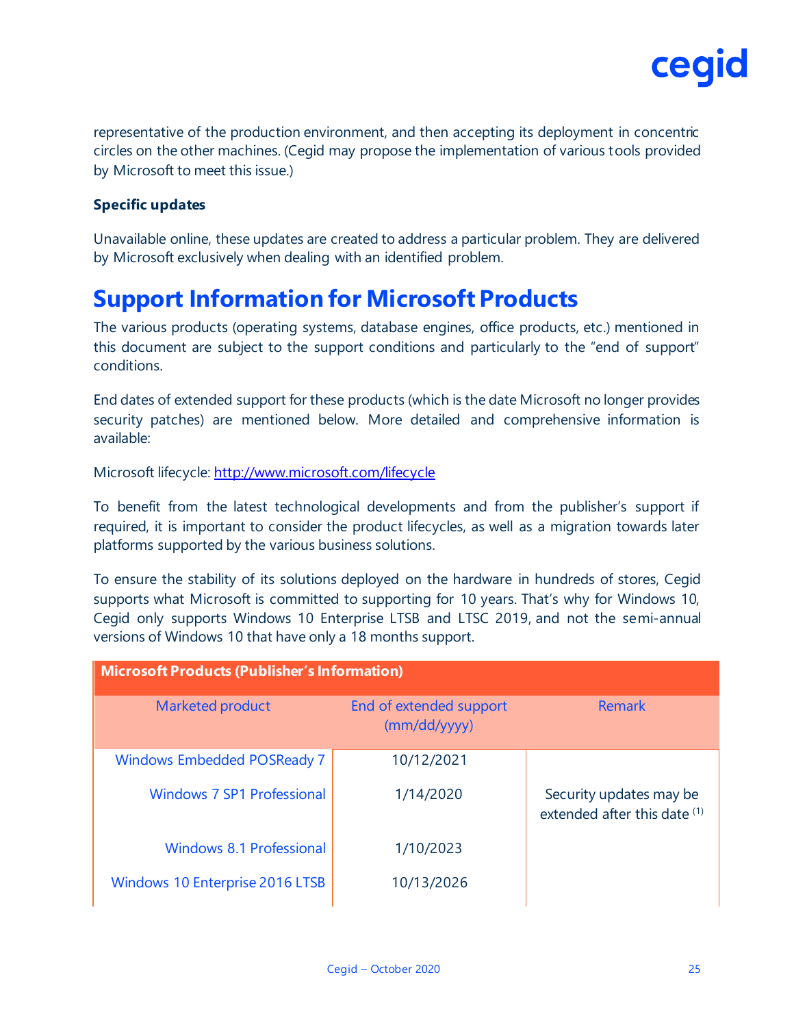representative of the production environment, and then accepting its deployment in concentric circles on the other machines. (Cegid may propose the implementation of various tools provided by Microsoft to meet this issue.)

**Specific updates**

Unavailable online, these updates are created to address a particular problem. They are delivered by Microsoft exclusively when dealing with an identified problem.

# Support Information for Microsoft Products

The various products (operating systems, database engines, office products, etc.) mentioned in this document are subject to the support conditions and particularly to the "end of support" conditions.

End dates of extended support for these products (which is the date Microsoft no longer provides security patches) are mentioned below. More detailed and comprehensive information is available:

Microsoft lifecycle: http://www.microsoft.com/lifecycle

To benefit from the latest technological developments and from the publisher's support if required, it is important to consider the product lifecycles, as well as a migration towards later platforms supported by the various business solutions.

To ensure the stability of its solutions deployed on the hardware in hundreds of stores, Cegid supports what Microsoft is committed to supporting for 10 years. That's why for Windows 10, Cegid only supports Windows 10 Enterprise LTSB and LTSC 2019, and not the semi-annual versions of Windows 10 that have only a 18 months support.

| **Microsoft Products (Publisher's Information)** | | |
|---|---|---|
| Marketed product | End of extended support (mm/dd/yyyy) | Remark |
| Windows Embedded POSReady 7 | 10/12/2021 | |
| Windows 7 SP1 Professional | 1/14/2020 | Security updates may be extended after this date (1) |
| Windows 8.1 Professional | 1/10/2023 | |
| Windows 10 Enterprise 2016 LTSB | 10/13/2026 | |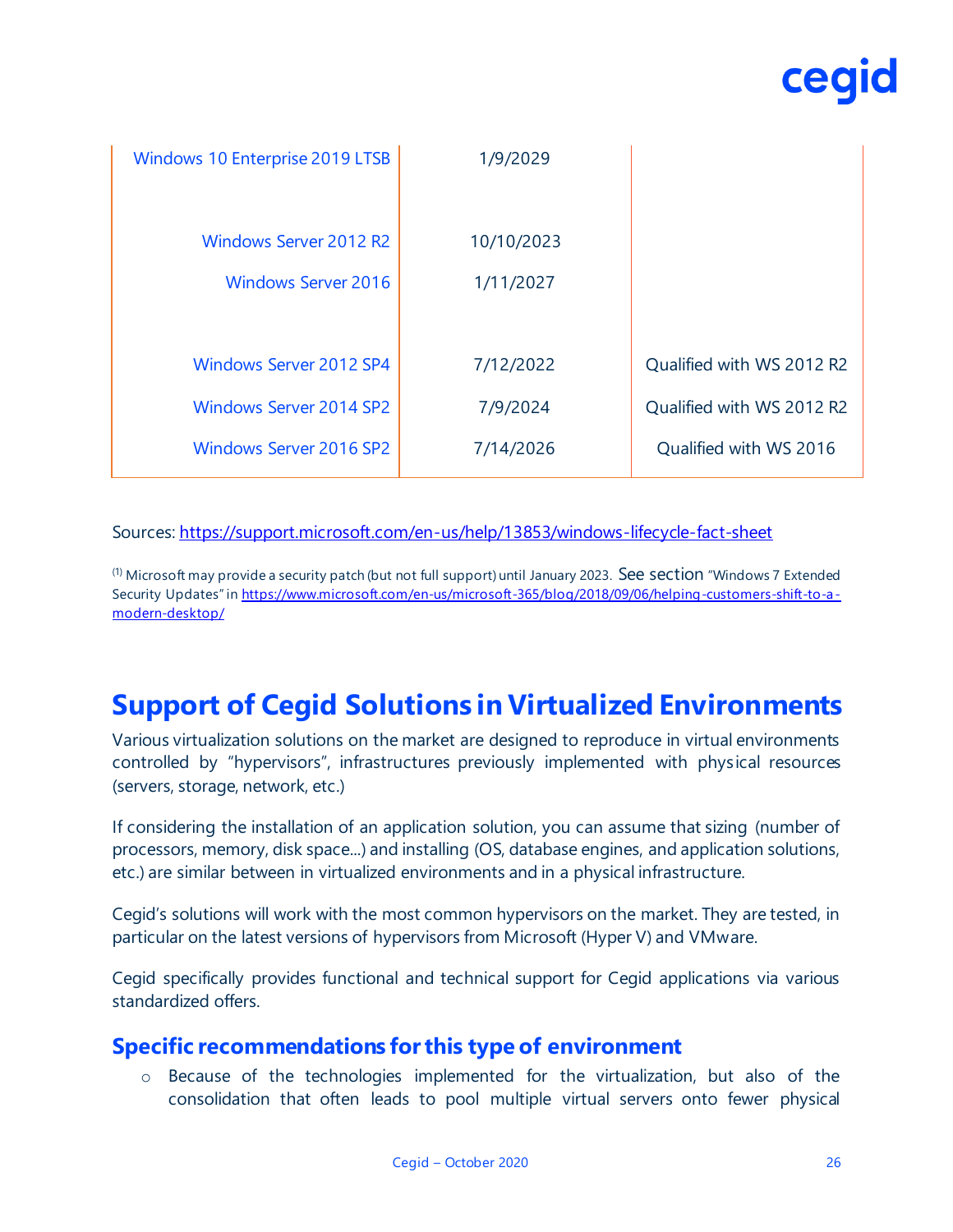| | | |
|---|---|---|
| Windows 10 Enterprise 2019 LTSB | 1/9/2029 | |
| Windows Server 2012 R2 | 10/10/2023 | |
| Windows Server 2016 | 1/11/2027 | |
| Windows Server 2012 SP4 | 7/12/2022 | Qualified with WS 2012 R2 |
| Windows Server 2014 SP2 | 7/9/2024 | Qualified with WS 2012 R2 |
| Windows Server 2016 SP2 | 7/14/2026 | Qualified with WS 2016 |

Sources: https://support.microsoft.com/en-us/help/13853/windows-lifecycle-fact-sheet

(1) Microsoft may provide a security patch (but not full support) until January 2023. See section "Windows 7 Extended Security Updates" in https://www.microsoft.com/en-us/microsoft-365/blog/2018/09/06/helping-customers-shift-to-a-modern-desktop/

# Support of Cegid Solutions in Virtualized Environments

Various virtualization solutions on the market are designed to reproduce in virtual environments controlled by "hypervisors", infrastructures previously implemented with physical resources (servers, storage, network, etc.)

If considering the installation of an application solution, you can assume that sizing (number of processors, memory, disk space...) and installing (OS, database engines, and application solutions, etc.) are similar between in virtualized environments and in a physical infrastructure.

Cegid's solutions will work with the most common hypervisors on the market. They are tested, in particular on the latest versions of hypervisors from Microsoft (Hyper V) and VMware.

Cegid specifically provides functional and technical support for Cegid applications via various standardized offers.

## Specific recommendations for this type of environment

- Because of the technologies implemented for the virtualization, but also of the consolidation that often leads to pool multiple virtual servers onto fewer physical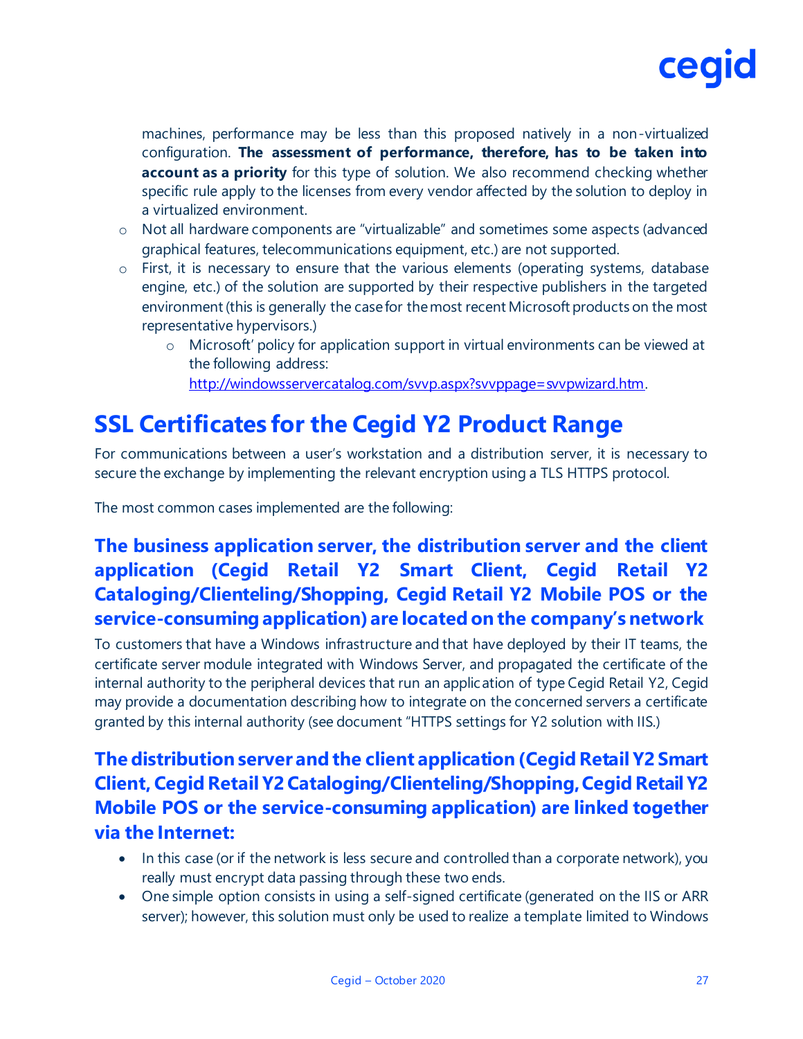machines, performance may be less than this proposed natively in a non-virtualized configuration. **The assessment of performance, therefore, has to be taken into account as a priority** for this type of solution. We also recommend checking whether specific rule apply to the licenses from every vendor affected by the solution to deploy in a virtualized environment.

- Not all hardware components are "virtualizable" and sometimes some aspects (advanced graphical features, telecommunications equipment, etc.) are not supported.
- First, it is necessary to ensure that the various elements (operating systems, database engine, etc.) of the solution are supported by their respective publishers in the targeted environment (this is generally the case for the most recent Microsoft products on the most representative hypervisors.)
  - Microsoft' policy for application support in virtual environments can be viewed at the following address: http://windowsservercatalog.com/svvp.aspx?svvppage=svvpwizard.htm.

# SSL Certificates for the Cegid Y2 Product Range

For communications between a user's workstation and a distribution server, it is necessary to secure the exchange by implementing the relevant encryption using a TLS HTTPS protocol.

The most common cases implemented are the following:

## The business application server, the distribution server and the client application (Cegid Retail Y2 Smart Client, Cegid Retail Y2 Cataloging/Clienteling/Shopping, Cegid Retail Y2 Mobile POS or the service-consuming application) are located on the company's network

To customers that have a Windows infrastructure and that have deployed by their IT teams, the certificate server module integrated with Windows Server, and propagated the certificate of the internal authority to the peripheral devices that run an application of type Cegid Retail Y2, Cegid may provide a documentation describing how to integrate on the concerned servers a certificate granted by this internal authority (see document "HTTPS settings for Y2 solution with IIS.)

## The distribution server and the client application (Cegid Retail Y2 Smart Client, Cegid Retail Y2 Cataloging/Clienteling/Shopping, Cegid Retail Y2 Mobile POS or the service-consuming application) are linked together via the Internet:

- In this case (or if the network is less secure and controlled than a corporate network), you really must encrypt data passing through these two ends.
- One simple option consists in using a self-signed certificate (generated on the IIS or ARR server); however, this solution must only be used to realize a template limited to Windows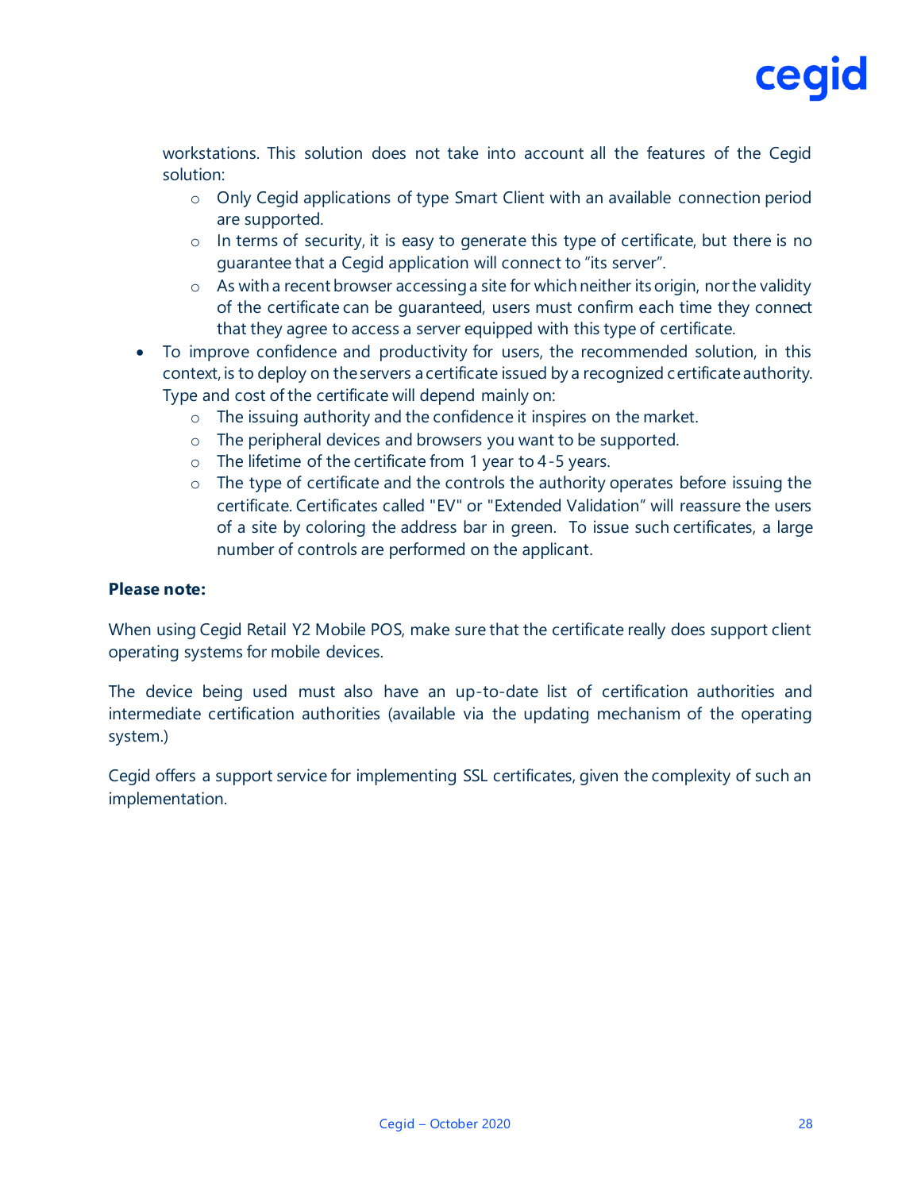workstations. This solution does not take into account all the features of the Cegid solution:

  - Only Cegid applications of type Smart Client with an available connection period are supported.
  - In terms of security, it is easy to generate this type of certificate, but there is no guarantee that a Cegid application will connect to "its server".
  - As with a recent browser accessing a site for which neither its origin, nor the validity of the certificate can be guaranteed, users must confirm each time they connect that they agree to access a server equipped with this type of certificate.

- To improve confidence and productivity for users, the recommended solution, in this context, is to deploy on the servers a certificate issued by a recognized certificate authority. Type and cost of the certificate will depend mainly on:
  - The issuing authority and the confidence it inspires on the market.
  - The peripheral devices and browsers you want to be supported.
  - The lifetime of the certificate from 1 year to 4-5 years.
  - The type of certificate and the controls the authority operates before issuing the certificate. Certificates called "EV" or "Extended Validation" will reassure the users of a site by coloring the address bar in green. To issue such certificates, a large number of controls are performed on the applicant.

**Please note:**

When using Cegid Retail Y2 Mobile POS, make sure that the certificate really does support client operating systems for mobile devices.

The device being used must also have an up-to-date list of certification authorities and intermediate certification authorities (available via the updating mechanism of the operating system.)

Cegid offers a support service for implementing SSL certificates, given the complexity of such an implementation.